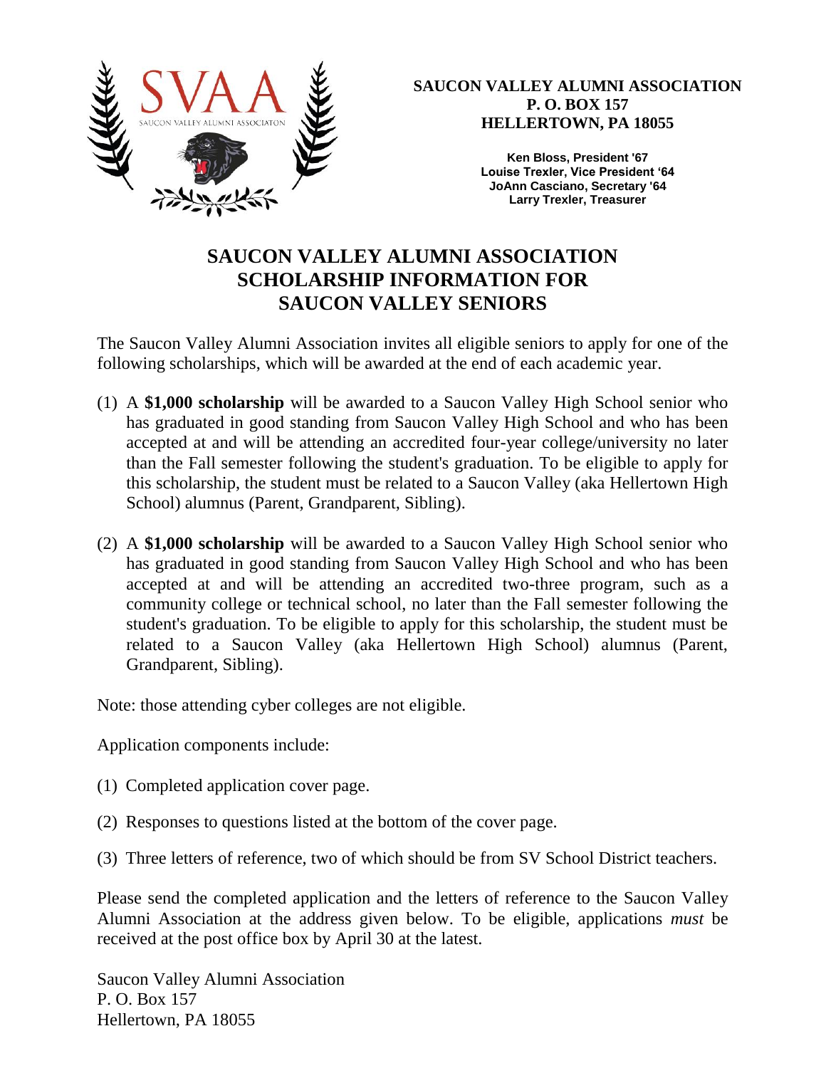SVAA
SAUCON VALLEY ALUMNI ASSOCIATON

**SAUCON VALLEY ALUMNI ASSOCIATION**
**P. O. BOX 157**
**HELLERTOWN, PA 18055**

**Ken Bloss, President '67**
**Louise Trexler, Vice President '64**
**JoAnn Casciano, Secretary '64**
**Larry Trexler, Treasurer**

# SAUCON VALLEY ALUMNI ASSOCIATION SCHOLARSHIP INFORMATION FOR SAUCON VALLEY SENIORS

The Saucon Valley Alumni Association invites all eligible seniors to apply for one of the following scholarships, which will be awarded at the end of each academic year.

(1) A **$1,000 scholarship** will be awarded to a Saucon Valley High School senior who has graduated in good standing from Saucon Valley High School and who has been accepted at and will be attending an accredited four-year college/university no later than the Fall semester following the student's graduation. To be eligible to apply for this scholarship, the student must be related to a Saucon Valley (aka Hellertown High School) alumnus (Parent, Grandparent, Sibling).

(2) A **$1,000 scholarship** will be awarded to a Saucon Valley High School senior who has graduated in good standing from Saucon Valley High School and who has been accepted at and will be attending an accredited two-three program, such as a community college or technical school, no later than the Fall semester following the student's graduation. To be eligible to apply for this scholarship, the student must be related to a Saucon Valley (aka Hellertown High School) alumnus (Parent, Grandparent, Sibling).

Note: those attending cyber colleges are not eligible.

Application components include:

(1) Completed application cover page.

(2) Responses to questions listed at the bottom of the cover page.

(3) Three letters of reference, two of which should be from SV School District teachers.

Please send the completed application and the letters of reference to the Saucon Valley Alumni Association at the address given below. To be eligible, applications *must* be received at the post office box by April 30 at the latest.

Saucon Valley Alumni Association
P. O. Box 157
Hellertown, PA 18055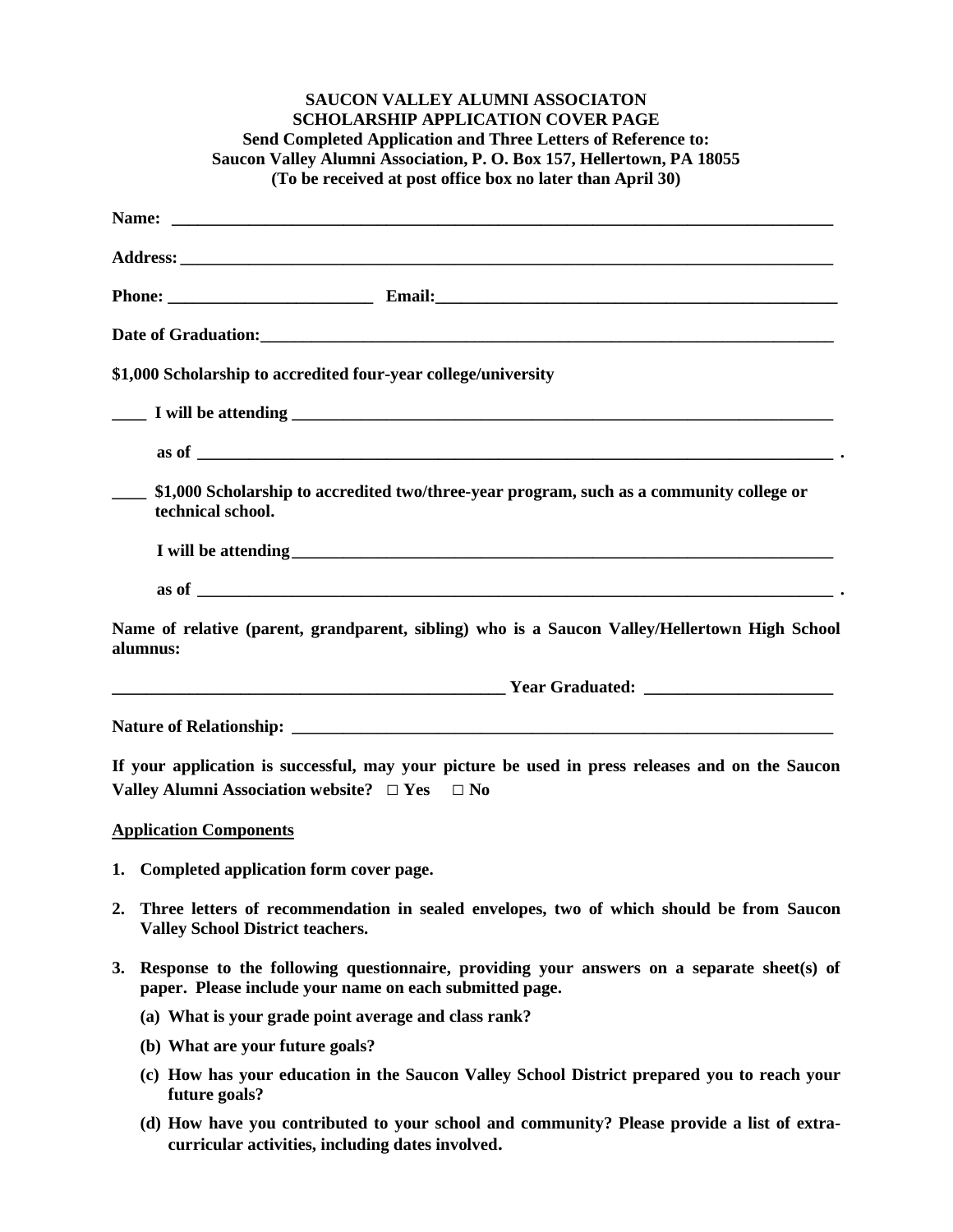**SAUCON VALLEY ALUMNI ASSOCIATON**
**SCHOLARSHIP APPLICATION COVER PAGE**
**Send Completed Application and Three Letters of Reference to:**
**Saucon Valley Alumni Association, P. O. Box 157, Hellertown, PA 18055**
**(To be received at post office box no later than April 30)**

**Name:** ______________________________________________________________________

**Address:** ____________________________________________________________________

**Phone:** ________________________ **Email:**______________________________________________

**Date of Graduation:**__________________________________________________________

**$1,000 Scholarship to accredited four-year college/university**

____ **I will be attending** ________________________________________________________

**as of** ______________________________________________________________ **.**

____ **$1,000 Scholarship to accredited two/three-year program, such as a community college or technical school.**

**I will be attending**________________________________________________________

**as of** ______________________________________________________________ **.**

**Name of relative (parent, grandparent, sibling) who is a Saucon Valley/Hellertown High School alumnus:**

_______________________________________________ **Year Graduated:** ______________________

**Nature of Relationship:** ______________________________________________________

**If your application is successful, may your picture be used in press releases and on the Saucon Valley Alumni Association website? □ Yes □ No**

**Application Components**

1. **Completed application form cover page.**
2. **Three letters of recommendation in sealed envelopes, two of which should be from Saucon Valley School District teachers.**
3. **Response to the following questionnaire, providing your answers on a separate sheet(s) of paper. Please include your name on each submitted page.**
   - **(a) What is your grade point average and class rank?**
   - **(b) What are your future goals?**
   - **(c) How has your education in the Saucon Valley School District prepared you to reach your future goals?**
   - **(d) How have you contributed to your school and community? Please provide a list of extra-curricular activities, including dates involved.**